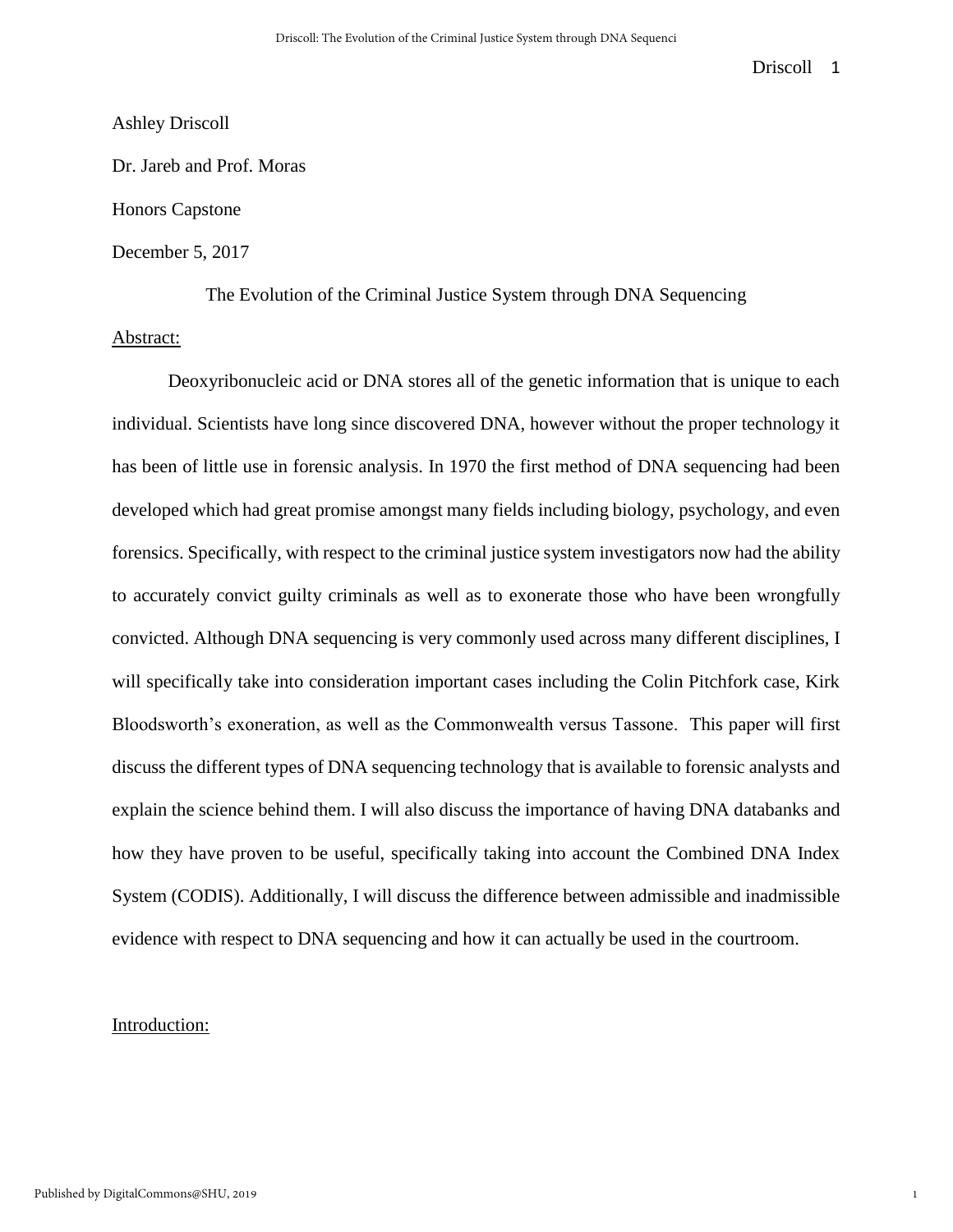Ashley Driscoll

Dr. Jareb and Prof. Moras

Honors Capstone

December 5, 2017

# The Evolution of the Criminal Justice System through DNA Sequencing

## Abstract:

Deoxyribonucleic acid or DNA stores all of the genetic information that is unique to each individual. Scientists have long since discovered DNA, however without the proper technology it has been of little use in forensic analysis. In 1970 the first method of DNA sequencing had been developed which had great promise amongst many fields including biology, psychology, and even forensics. Specifically, with respect to the criminal justice system investigators now had the ability to accurately convict guilty criminals as well as to exonerate those who have been wrongfully convicted. Although DNA sequencing is very commonly used across many different disciplines, I will specifically take into consideration important cases including the Colin Pitchfork case, Kirk Bloodsworth's exoneration, as well as the Commonwealth versus Tassone. This paper will first discuss the different types of DNA sequencing technology that is available to forensic analysts and explain the science behind them. I will also discuss the importance of having DNA databanks and how they have proven to be useful, specifically taking into account the Combined DNA Index System (CODIS). Additionally, I will discuss the difference between admissible and inadmissible evidence with respect to DNA sequencing and how it can actually be used in the courtroom.

## Introduction: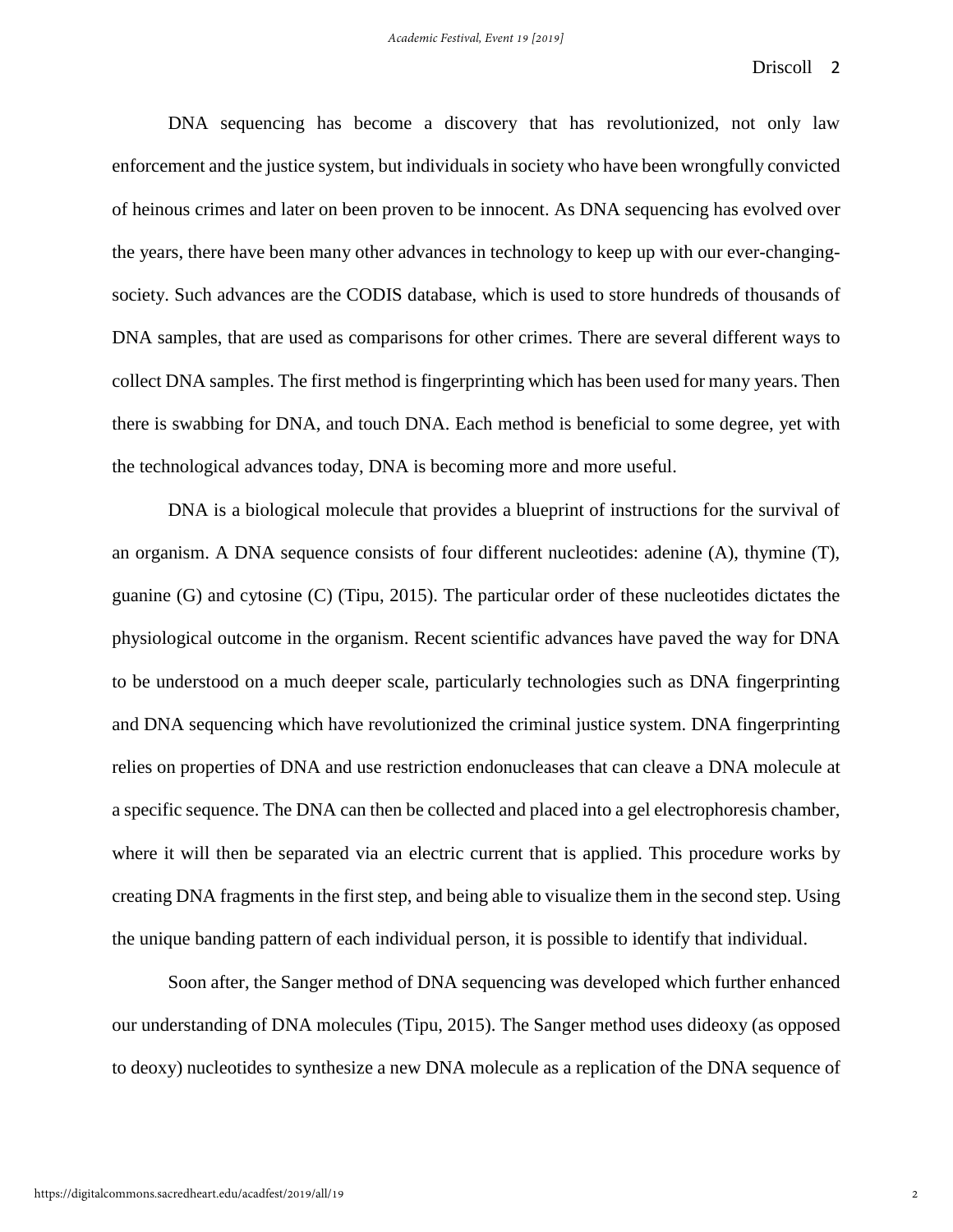DNA sequencing has become a discovery that has revolutionized, not only law enforcement and the justice system, but individuals in society who have been wrongfully convicted of heinous crimes and later on been proven to be innocent. As DNA sequencing has evolved over the years, there have been many other advances in technology to keep up with our ever-changing-society. Such advances are the CODIS database, which is used to store hundreds of thousands of DNA samples, that are used as comparisons for other crimes. There are several different ways to collect DNA samples. The first method is fingerprinting which has been used for many years. Then there is swabbing for DNA, and touch DNA. Each method is beneficial to some degree, yet with the technological advances today, DNA is becoming more and more useful.

DNA is a biological molecule that provides a blueprint of instructions for the survival of an organism. A DNA sequence consists of four different nucleotides: adenine (A), thymine (T), guanine (G) and cytosine (C) (Tipu, 2015). The particular order of these nucleotides dictates the physiological outcome in the organism. Recent scientific advances have paved the way for DNA to be understood on a much deeper scale, particularly technologies such as DNA fingerprinting and DNA sequencing which have revolutionized the criminal justice system. DNA fingerprinting relies on properties of DNA and use restriction endonucleases that can cleave a DNA molecule at a specific sequence. The DNA can then be collected and placed into a gel electrophoresis chamber, where it will then be separated via an electric current that is applied. This procedure works by creating DNA fragments in the first step, and being able to visualize them in the second step. Using the unique banding pattern of each individual person, it is possible to identify that individual.

Soon after, the Sanger method of DNA sequencing was developed which further enhanced our understanding of DNA molecules (Tipu, 2015). The Sanger method uses dideoxy (as opposed to deoxy) nucleotides to synthesize a new DNA molecule as a replication of the DNA sequence of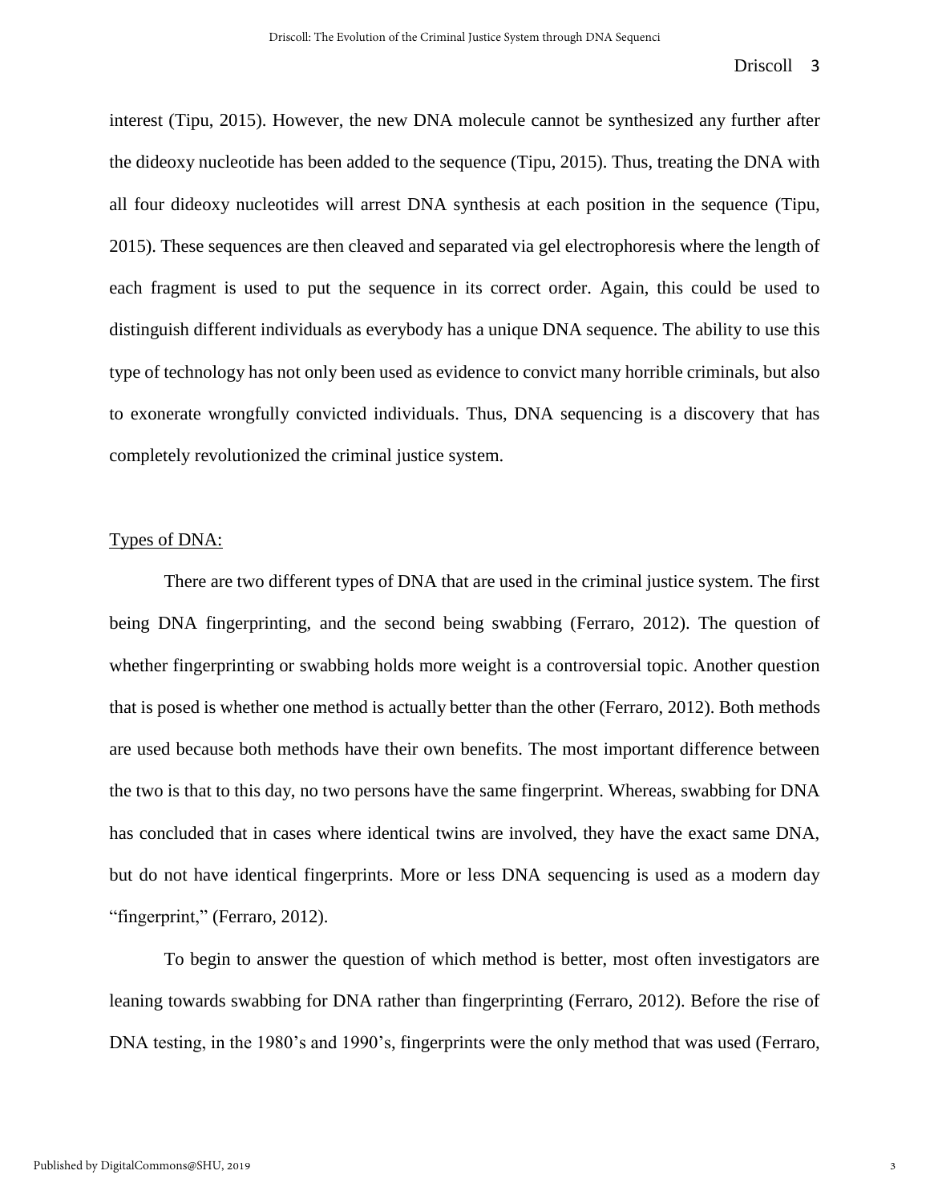interest (Tipu, 2015). However, the new DNA molecule cannot be synthesized any further after the dideoxy nucleotide has been added to the sequence (Tipu, 2015). Thus, treating the DNA with all four dideoxy nucleotides will arrest DNA synthesis at each position in the sequence (Tipu, 2015). These sequences are then cleaved and separated via gel electrophoresis where the length of each fragment is used to put the sequence in its correct order. Again, this could be used to distinguish different individuals as everybody has a unique DNA sequence. The ability to use this type of technology has not only been used as evidence to convict many horrible criminals, but also to exonerate wrongfully convicted individuals. Thus, DNA sequencing is a discovery that has completely revolutionized the criminal justice system.

## Types of DNA:

There are two different types of DNA that are used in the criminal justice system. The first being DNA fingerprinting, and the second being swabbing (Ferraro, 2012). The question of whether fingerprinting or swabbing holds more weight is a controversial topic. Another question that is posed is whether one method is actually better than the other (Ferraro, 2012). Both methods are used because both methods have their own benefits. The most important difference between the two is that to this day, no two persons have the same fingerprint. Whereas, swabbing for DNA has concluded that in cases where identical twins are involved, they have the exact same DNA, but do not have identical fingerprints. More or less DNA sequencing is used as a modern day "fingerprint," (Ferraro, 2012).

To begin to answer the question of which method is better, most often investigators are leaning towards swabbing for DNA rather than fingerprinting (Ferraro, 2012). Before the rise of DNA testing, in the 1980's and 1990's, fingerprints were the only method that was used (Ferraro,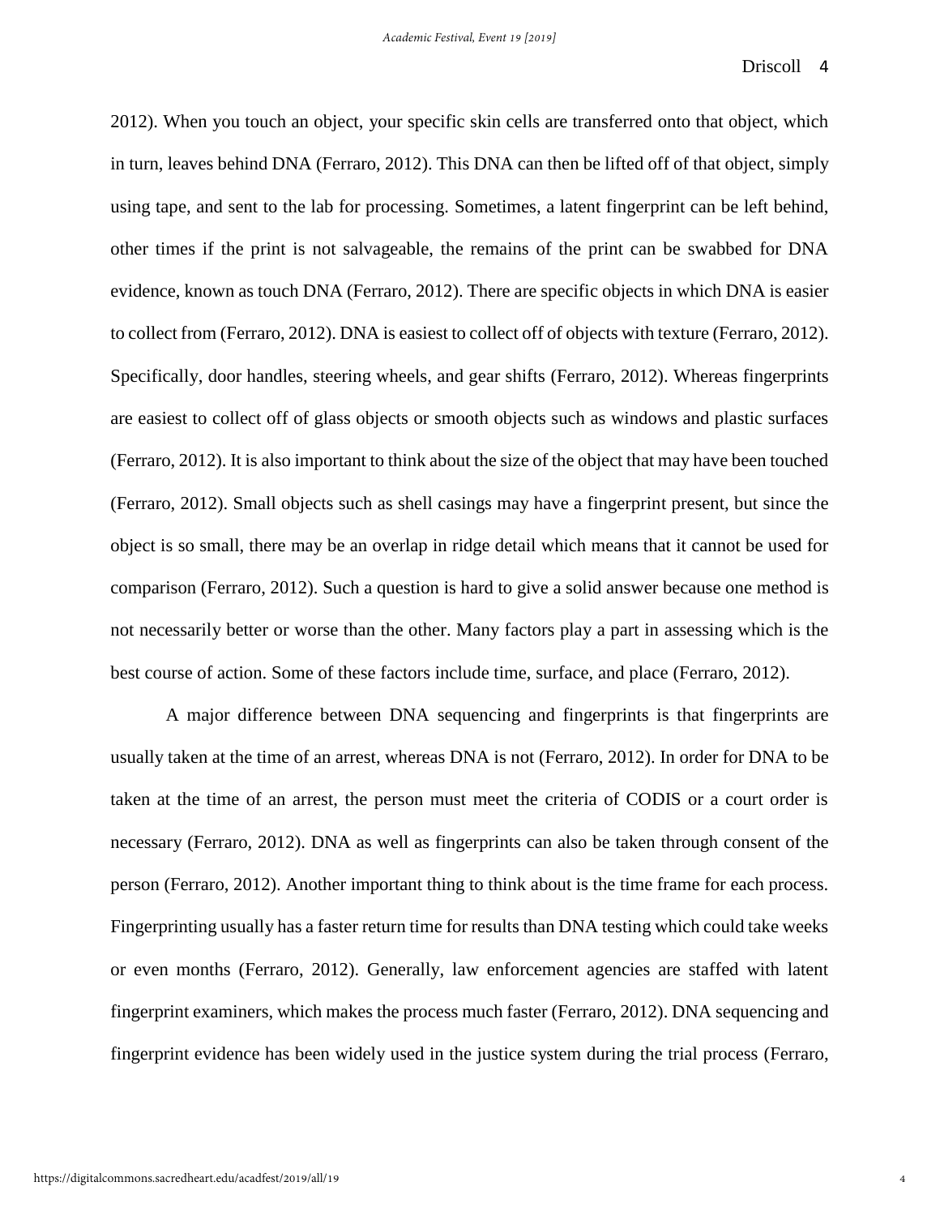2012). When you touch an object, your specific skin cells are transferred onto that object, which in turn, leaves behind DNA (Ferraro, 2012). This DNA can then be lifted off of that object, simply using tape, and sent to the lab for processing. Sometimes, a latent fingerprint can be left behind, other times if the print is not salvageable, the remains of the print can be swabbed for DNA evidence, known as touch DNA (Ferraro, 2012). There are specific objects in which DNA is easier to collect from (Ferraro, 2012). DNA is easiest to collect off of objects with texture (Ferraro, 2012). Specifically, door handles, steering wheels, and gear shifts (Ferraro, 2012). Whereas fingerprints are easiest to collect off of glass objects or smooth objects such as windows and plastic surfaces (Ferraro, 2012). It is also important to think about the size of the object that may have been touched (Ferraro, 2012). Small objects such as shell casings may have a fingerprint present, but since the object is so small, there may be an overlap in ridge detail which means that it cannot be used for comparison (Ferraro, 2012). Such a question is hard to give a solid answer because one method is not necessarily better or worse than the other. Many factors play a part in assessing which is the best course of action. Some of these factors include time, surface, and place (Ferraro, 2012).

A major difference between DNA sequencing and fingerprints is that fingerprints are usually taken at the time of an arrest, whereas DNA is not (Ferraro, 2012). In order for DNA to be taken at the time of an arrest, the person must meet the criteria of CODIS or a court order is necessary (Ferraro, 2012). DNA as well as fingerprints can also be taken through consent of the person (Ferraro, 2012). Another important thing to think about is the time frame for each process. Fingerprinting usually has a faster return time for results than DNA testing which could take weeks or even months (Ferraro, 2012). Generally, law enforcement agencies are staffed with latent fingerprint examiners, which makes the process much faster (Ferraro, 2012). DNA sequencing and fingerprint evidence has been widely used in the justice system during the trial process (Ferraro,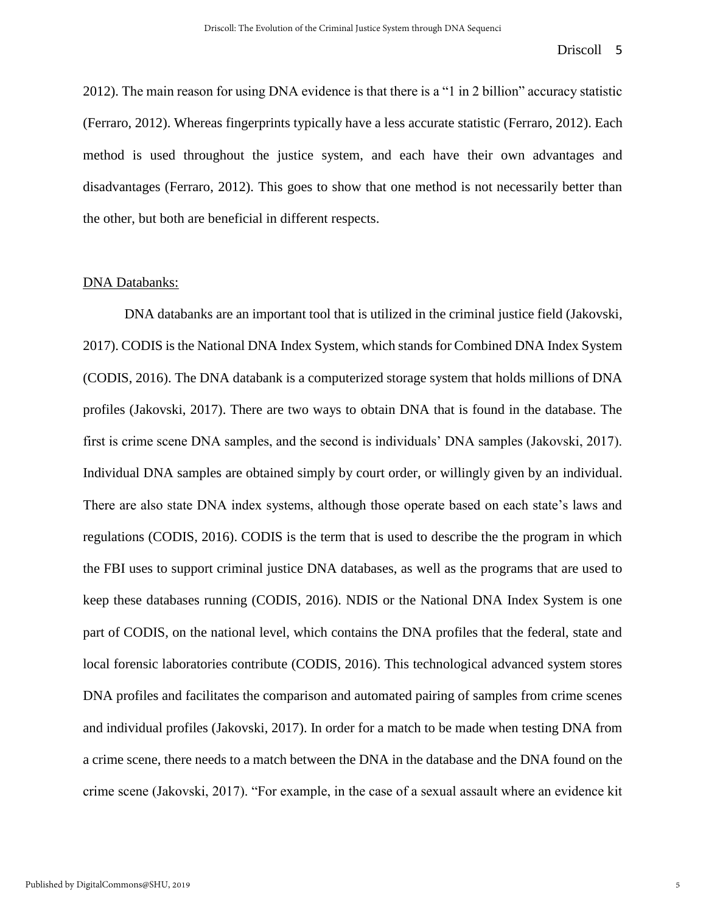2012). The main reason for using DNA evidence is that there is a "1 in 2 billion" accuracy statistic (Ferraro, 2012). Whereas fingerprints typically have a less accurate statistic (Ferraro, 2012). Each method is used throughout the justice system, and each have their own advantages and disadvantages (Ferraro, 2012). This goes to show that one method is not necessarily better than the other, but both are beneficial in different respects.

<u>DNA Databanks:</u>

DNA databanks are an important tool that is utilized in the criminal justice field (Jakovski, 2017). CODIS is the National DNA Index System, which stands for Combined DNA Index System (CODIS, 2016). The DNA databank is a computerized storage system that holds millions of DNA profiles (Jakovski, 2017). There are two ways to obtain DNA that is found in the database. The first is crime scene DNA samples, and the second is individuals' DNA samples (Jakovski, 2017). Individual DNA samples are obtained simply by court order, or willingly given by an individual. There are also state DNA index systems, although those operate based on each state's laws and regulations (CODIS, 2016). CODIS is the term that is used to describe the the program in which the FBI uses to support criminal justice DNA databases, as well as the programs that are used to keep these databases running (CODIS, 2016). NDIS or the National DNA Index System is one part of CODIS, on the national level, which contains the DNA profiles that the federal, state and local forensic laboratories contribute (CODIS, 2016). This technological advanced system stores DNA profiles and facilitates the comparison and automated pairing of samples from crime scenes and individual profiles (Jakovski, 2017). In order for a match to be made when testing DNA from a crime scene, there needs to a match between the DNA in the database and the DNA found on the crime scene (Jakovski, 2017). "For example, in the case of a sexual assault where an evidence kit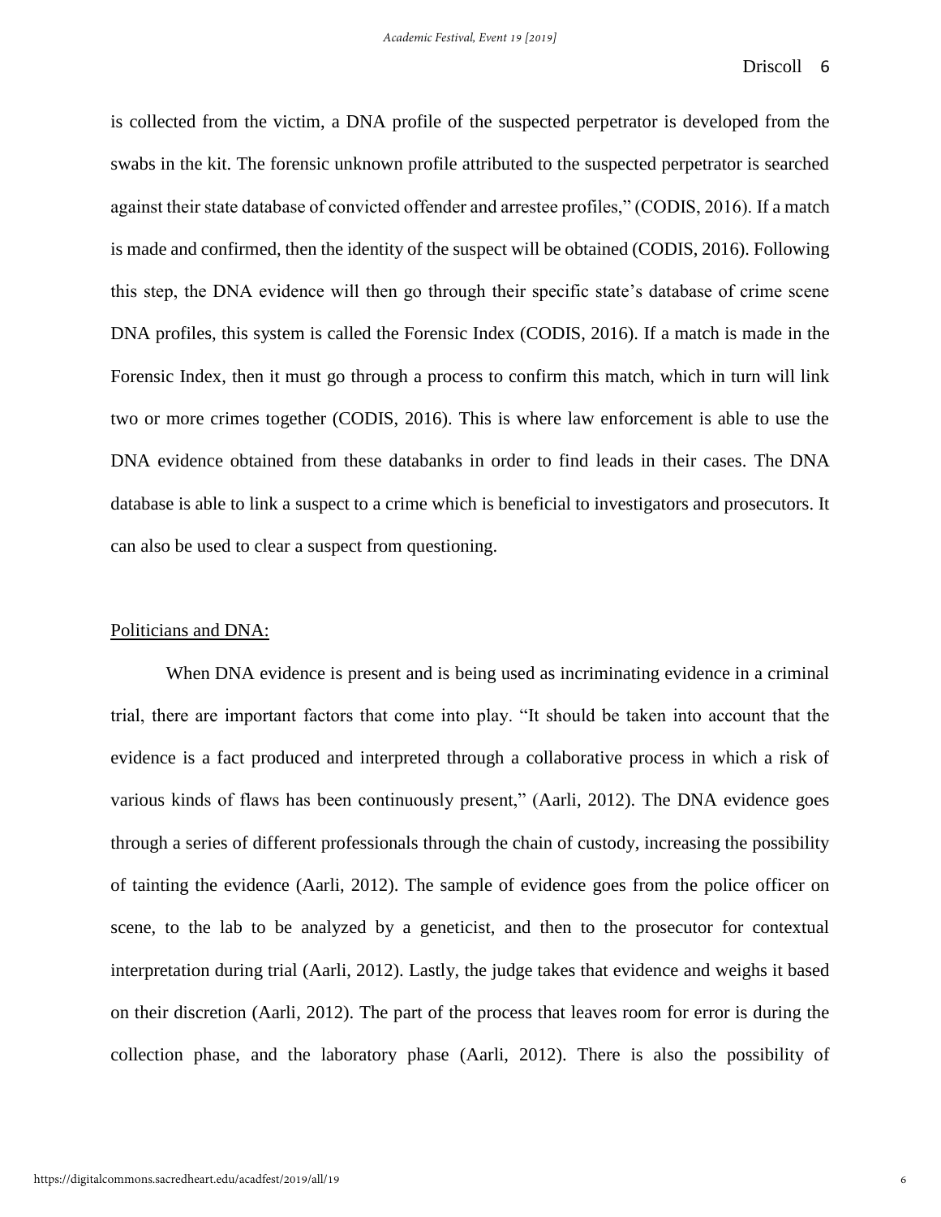is collected from the victim, a DNA profile of the suspected perpetrator is developed from the swabs in the kit. The forensic unknown profile attributed to the suspected perpetrator is searched against their state database of convicted offender and arrestee profiles," (CODIS, 2016). If a match is made and confirmed, then the identity of the suspect will be obtained (CODIS, 2016). Following this step, the DNA evidence will then go through their specific state's database of crime scene DNA profiles, this system is called the Forensic Index (CODIS, 2016). If a match is made in the Forensic Index, then it must go through a process to confirm this match, which in turn will link two or more crimes together (CODIS, 2016). This is where law enforcement is able to use the DNA evidence obtained from these databanks in order to find leads in their cases. The DNA database is able to link a suspect to a crime which is beneficial to investigators and prosecutors. It can also be used to clear a suspect from questioning.

<u>Politicians and DNA:</u>

When DNA evidence is present and is being used as incriminating evidence in a criminal trial, there are important factors that come into play. "It should be taken into account that the evidence is a fact produced and interpreted through a collaborative process in which a risk of various kinds of flaws has been continuously present," (Aarli, 2012). The DNA evidence goes through a series of different professionals through the chain of custody, increasing the possibility of tainting the evidence (Aarli, 2012). The sample of evidence goes from the police officer on scene, to the lab to be analyzed by a geneticist, and then to the prosecutor for contextual interpretation during trial (Aarli, 2012). Lastly, the judge takes that evidence and weighs it based on their discretion (Aarli, 2012). The part of the process that leaves room for error is during the collection phase, and the laboratory phase (Aarli, 2012). There is also the possibility of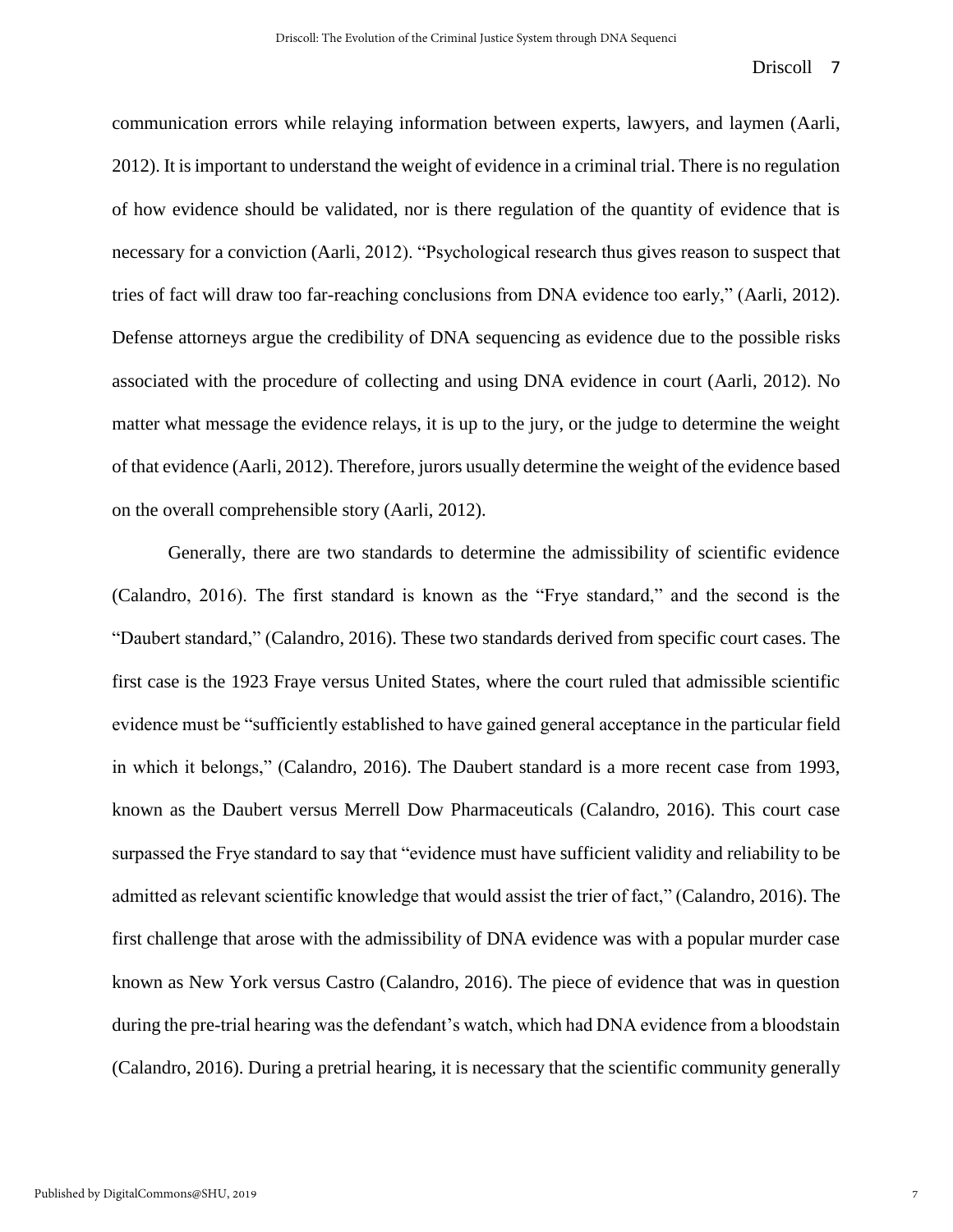communication errors while relaying information between experts, lawyers, and laymen (Aarli, 2012). It is important to understand the weight of evidence in a criminal trial. There is no regulation of how evidence should be validated, nor is there regulation of the quantity of evidence that is necessary for a conviction (Aarli, 2012). "Psychological research thus gives reason to suspect that tries of fact will draw too far-reaching conclusions from DNA evidence too early," (Aarli, 2012). Defense attorneys argue the credibility of DNA sequencing as evidence due to the possible risks associated with the procedure of collecting and using DNA evidence in court (Aarli, 2012). No matter what message the evidence relays, it is up to the jury, or the judge to determine the weight of that evidence (Aarli, 2012). Therefore, jurors usually determine the weight of the evidence based on the overall comprehensible story (Aarli, 2012).

Generally, there are two standards to determine the admissibility of scientific evidence (Calandro, 2016). The first standard is known as the "Frye standard," and the second is the "Daubert standard," (Calandro, 2016). These two standards derived from specific court cases. The first case is the 1923 Fraye versus United States, where the court ruled that admissible scientific evidence must be "sufficiently established to have gained general acceptance in the particular field in which it belongs," (Calandro, 2016). The Daubert standard is a more recent case from 1993, known as the Daubert versus Merrell Dow Pharmaceuticals (Calandro, 2016). This court case surpassed the Frye standard to say that "evidence must have sufficient validity and reliability to be admitted as relevant scientific knowledge that would assist the trier of fact," (Calandro, 2016). The first challenge that arose with the admissibility of DNA evidence was with a popular murder case known as New York versus Castro (Calandro, 2016). The piece of evidence that was in question during the pre-trial hearing was the defendant's watch, which had DNA evidence from a bloodstain (Calandro, 2016). During a pretrial hearing, it is necessary that the scientific community generally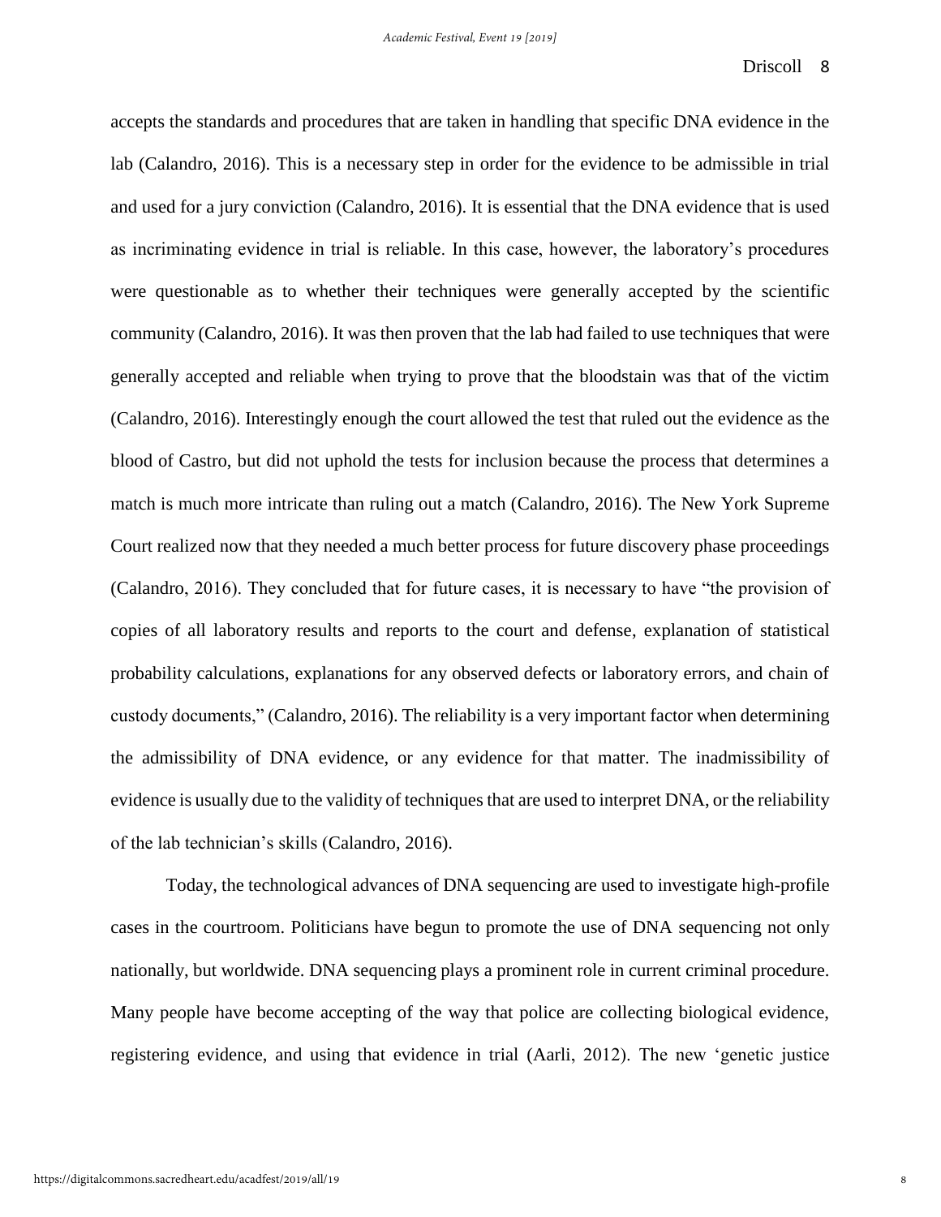accepts the standards and procedures that are taken in handling that specific DNA evidence in the lab (Calandro, 2016). This is a necessary step in order for the evidence to be admissible in trial and used for a jury conviction (Calandro, 2016). It is essential that the DNA evidence that is used as incriminating evidence in trial is reliable. In this case, however, the laboratory's procedures were questionable as to whether their techniques were generally accepted by the scientific community (Calandro, 2016). It was then proven that the lab had failed to use techniques that were generally accepted and reliable when trying to prove that the bloodstain was that of the victim (Calandro, 2016). Interestingly enough the court allowed the test that ruled out the evidence as the blood of Castro, but did not uphold the tests for inclusion because the process that determines a match is much more intricate than ruling out a match (Calandro, 2016). The New York Supreme Court realized now that they needed a much better process for future discovery phase proceedings (Calandro, 2016). They concluded that for future cases, it is necessary to have "the provision of copies of all laboratory results and reports to the court and defense, explanation of statistical probability calculations, explanations for any observed defects or laboratory errors, and chain of custody documents," (Calandro, 2016). The reliability is a very important factor when determining the admissibility of DNA evidence, or any evidence for that matter. The inadmissibility of evidence is usually due to the validity of techniques that are used to interpret DNA, or the reliability of the lab technician's skills (Calandro, 2016).

Today, the technological advances of DNA sequencing are used to investigate high-profile cases in the courtroom. Politicians have begun to promote the use of DNA sequencing not only nationally, but worldwide. DNA sequencing plays a prominent role in current criminal procedure. Many people have become accepting of the way that police are collecting biological evidence, registering evidence, and using that evidence in trial (Aarli, 2012). The new 'genetic justice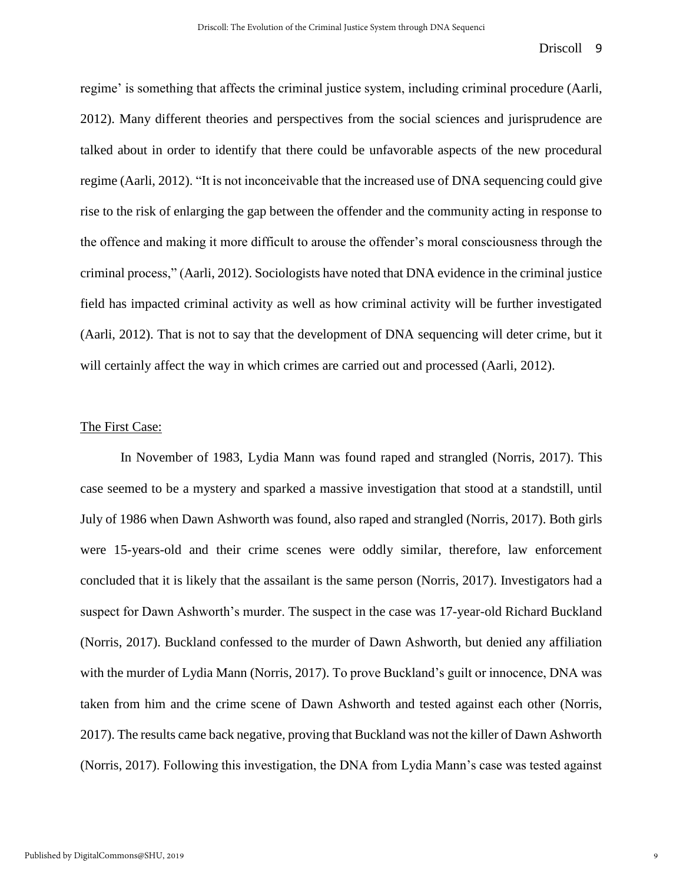regime' is something that affects the criminal justice system, including criminal procedure (Aarli, 2012). Many different theories and perspectives from the social sciences and jurisprudence are talked about in order to identify that there could be unfavorable aspects of the new procedural regime (Aarli, 2012). "It is not inconceivable that the increased use of DNA sequencing could give rise to the risk of enlarging the gap between the offender and the community acting in response to the offence and making it more difficult to arouse the offender's moral consciousness through the criminal process," (Aarli, 2012). Sociologists have noted that DNA evidence in the criminal justice field has impacted criminal activity as well as how criminal activity will be further investigated (Aarli, 2012). That is not to say that the development of DNA sequencing will deter crime, but it will certainly affect the way in which crimes are carried out and processed (Aarli, 2012).

## The First Case:

In November of 1983, Lydia Mann was found raped and strangled (Norris, 2017). This case seemed to be a mystery and sparked a massive investigation that stood at a standstill, until July of 1986 when Dawn Ashworth was found, also raped and strangled (Norris, 2017). Both girls were 15-years-old and their crime scenes were oddly similar, therefore, law enforcement concluded that it is likely that the assailant is the same person (Norris, 2017). Investigators had a suspect for Dawn Ashworth's murder. The suspect in the case was 17-year-old Richard Buckland (Norris, 2017). Buckland confessed to the murder of Dawn Ashworth, but denied any affiliation with the murder of Lydia Mann (Norris, 2017). To prove Buckland's guilt or innocence, DNA was taken from him and the crime scene of Dawn Ashworth and tested against each other (Norris, 2017). The results came back negative, proving that Buckland was not the killer of Dawn Ashworth (Norris, 2017). Following this investigation, the DNA from Lydia Mann's case was tested against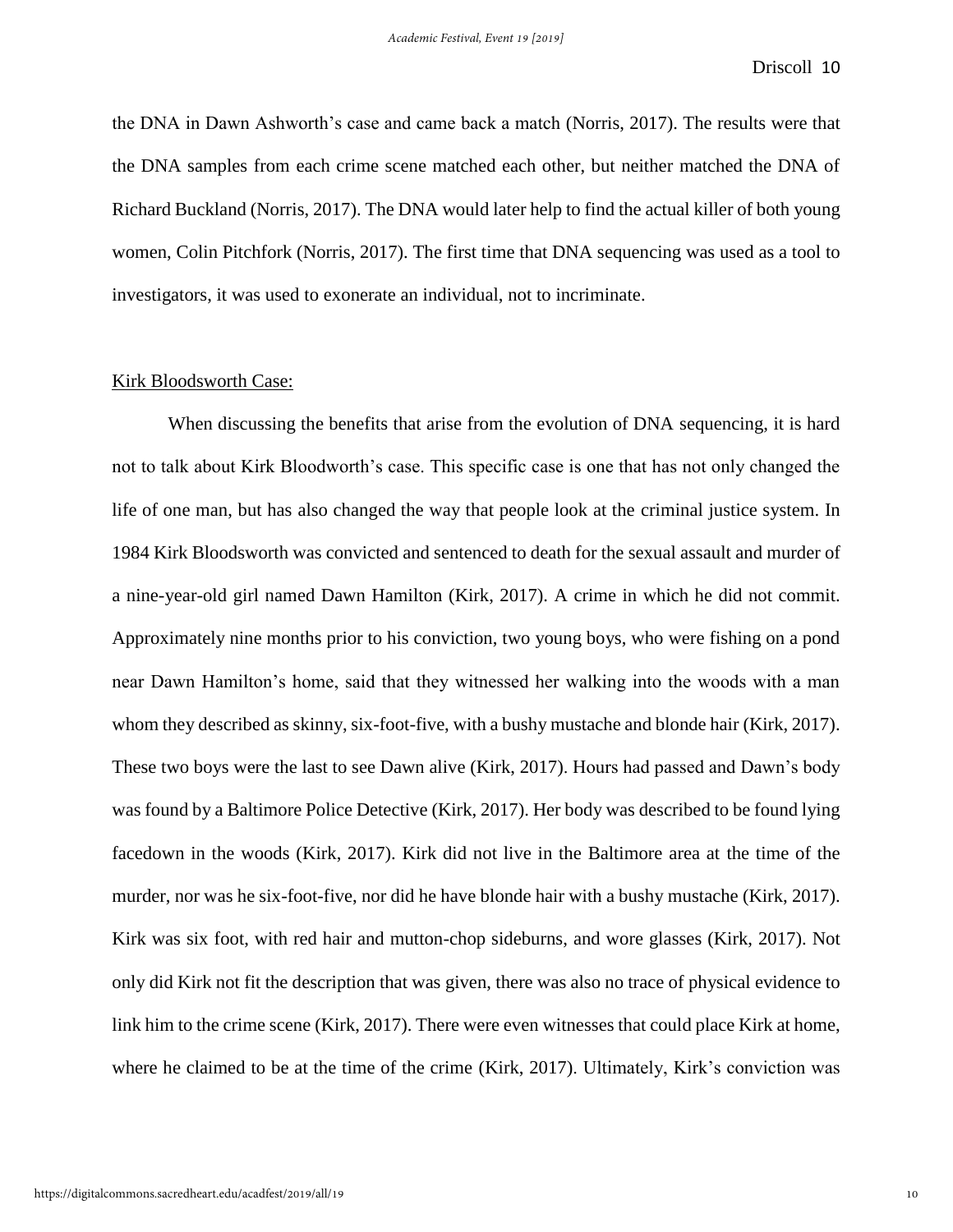the DNA in Dawn Ashworth's case and came back a match (Norris, 2017). The results were that the DNA samples from each crime scene matched each other, but neither matched the DNA of Richard Buckland (Norris, 2017). The DNA would later help to find the actual killer of both young women, Colin Pitchfork (Norris, 2017). The first time that DNA sequencing was used as a tool to investigators, it was used to exonerate an individual, not to incriminate.

<u>Kirk Bloodsworth Case:</u>

When discussing the benefits that arise from the evolution of DNA sequencing, it is hard not to talk about Kirk Bloodworth's case. This specific case is one that has not only changed the life of one man, but has also changed the way that people look at the criminal justice system. In 1984 Kirk Bloodsworth was convicted and sentenced to death for the sexual assault and murder of a nine-year-old girl named Dawn Hamilton (Kirk, 2017). A crime in which he did not commit. Approximately nine months prior to his conviction, two young boys, who were fishing on a pond near Dawn Hamilton's home, said that they witnessed her walking into the woods with a man whom they described as skinny, six-foot-five, with a bushy mustache and blonde hair (Kirk, 2017). These two boys were the last to see Dawn alive (Kirk, 2017). Hours had passed and Dawn's body was found by a Baltimore Police Detective (Kirk, 2017). Her body was described to be found lying facedown in the woods (Kirk, 2017). Kirk did not live in the Baltimore area at the time of the murder, nor was he six-foot-five, nor did he have blonde hair with a bushy mustache (Kirk, 2017). Kirk was six foot, with red hair and mutton-chop sideburns, and wore glasses (Kirk, 2017). Not only did Kirk not fit the description that was given, there was also no trace of physical evidence to link him to the crime scene (Kirk, 2017). There were even witnesses that could place Kirk at home, where he claimed to be at the time of the crime (Kirk, 2017). Ultimately, Kirk's conviction was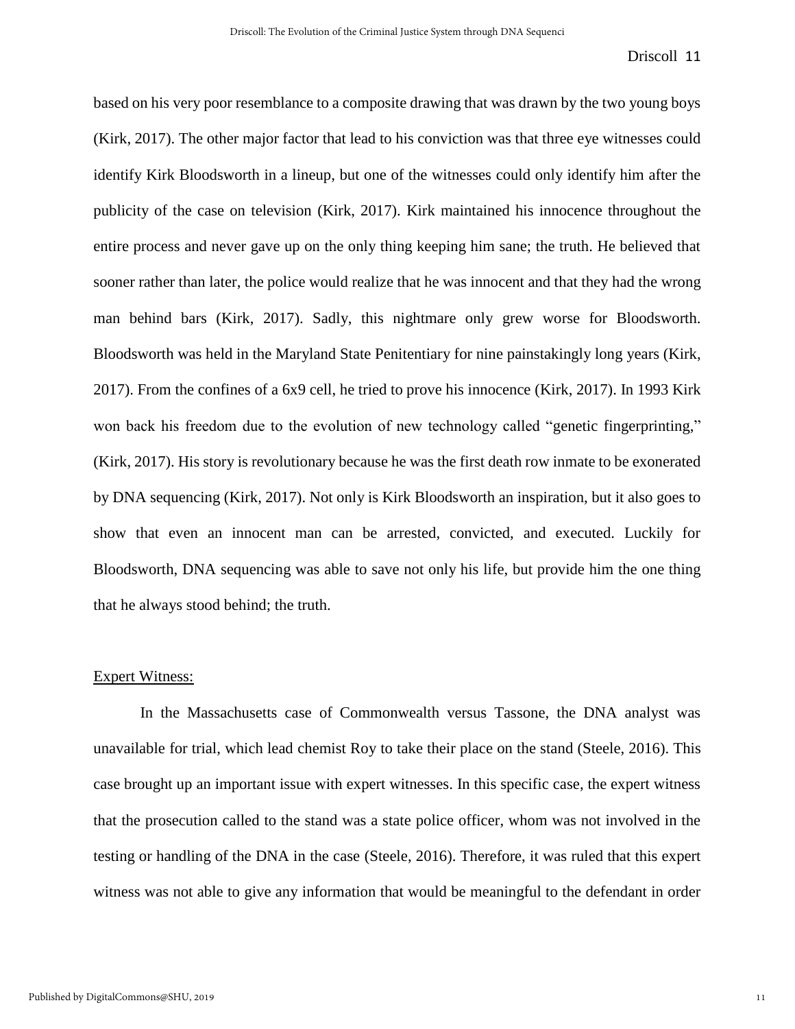based on his very poor resemblance to a composite drawing that was drawn by the two young boys (Kirk, 2017). The other major factor that lead to his conviction was that three eye witnesses could identify Kirk Bloodsworth in a lineup, but one of the witnesses could only identify him after the publicity of the case on television (Kirk, 2017). Kirk maintained his innocence throughout the entire process and never gave up on the only thing keeping him sane; the truth. He believed that sooner rather than later, the police would realize that he was innocent and that they had the wrong man behind bars (Kirk, 2017). Sadly, this nightmare only grew worse for Bloodsworth. Bloodsworth was held in the Maryland State Penitentiary for nine painstakingly long years (Kirk, 2017). From the confines of a 6x9 cell, he tried to prove his innocence (Kirk, 2017). In 1993 Kirk won back his freedom due to the evolution of new technology called "genetic fingerprinting," (Kirk, 2017). His story is revolutionary because he was the first death row inmate to be exonerated by DNA sequencing (Kirk, 2017). Not only is Kirk Bloodsworth an inspiration, but it also goes to show that even an innocent man can be arrested, convicted, and executed. Luckily for Bloodsworth, DNA sequencing was able to save not only his life, but provide him the one thing that he always stood behind; the truth.

<u>Expert Witness:</u>

In the Massachusetts case of Commonwealth versus Tassone, the DNA analyst was unavailable for trial, which lead chemist Roy to take their place on the stand (Steele, 2016). This case brought up an important issue with expert witnesses. In this specific case, the expert witness that the prosecution called to the stand was a state police officer, whom was not involved in the testing or handling of the DNA in the case (Steele, 2016). Therefore, it was ruled that this expert witness was not able to give any information that would be meaningful to the defendant in order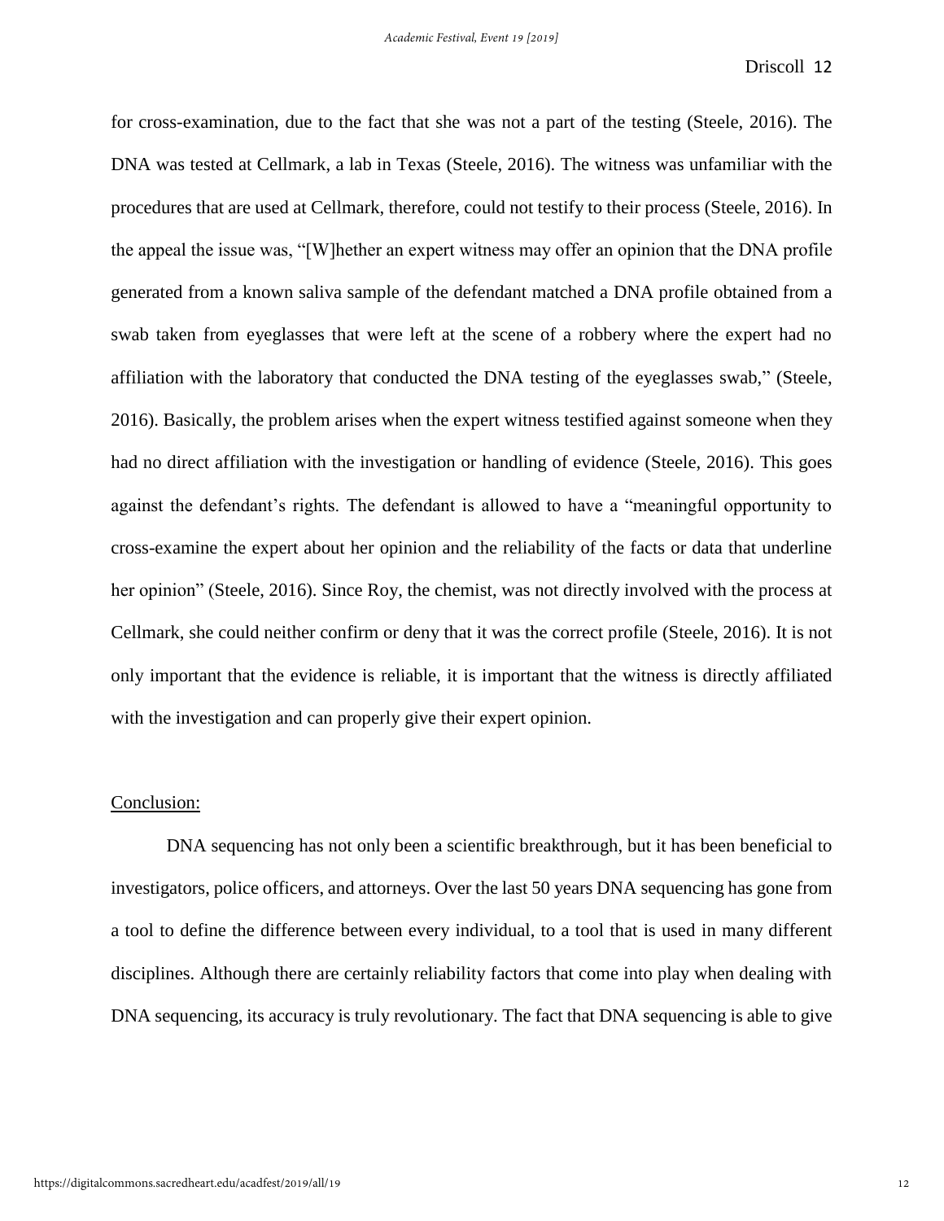for cross-examination, due to the fact that she was not a part of the testing (Steele, 2016). The DNA was tested at Cellmark, a lab in Texas (Steele, 2016). The witness was unfamiliar with the procedures that are used at Cellmark, therefore, could not testify to their process (Steele, 2016). In the appeal the issue was, "[W]hether an expert witness may offer an opinion that the DNA profile generated from a known saliva sample of the defendant matched a DNA profile obtained from a swab taken from eyeglasses that were left at the scene of a robbery where the expert had no affiliation with the laboratory that conducted the DNA testing of the eyeglasses swab," (Steele, 2016). Basically, the problem arises when the expert witness testified against someone when they had no direct affiliation with the investigation or handling of evidence (Steele, 2016). This goes against the defendant's rights. The defendant is allowed to have a "meaningful opportunity to cross-examine the expert about her opinion and the reliability of the facts or data that underline her opinion" (Steele, 2016). Since Roy, the chemist, was not directly involved with the process at Cellmark, she could neither confirm or deny that it was the correct profile (Steele, 2016). It is not only important that the evidence is reliable, it is important that the witness is directly affiliated with the investigation and can properly give their expert opinion.

## Conclusion:

DNA sequencing has not only been a scientific breakthrough, but it has been beneficial to investigators, police officers, and attorneys. Over the last 50 years DNA sequencing has gone from a tool to define the difference between every individual, to a tool that is used in many different disciplines. Although there are certainly reliability factors that come into play when dealing with DNA sequencing, its accuracy is truly revolutionary. The fact that DNA sequencing is able to give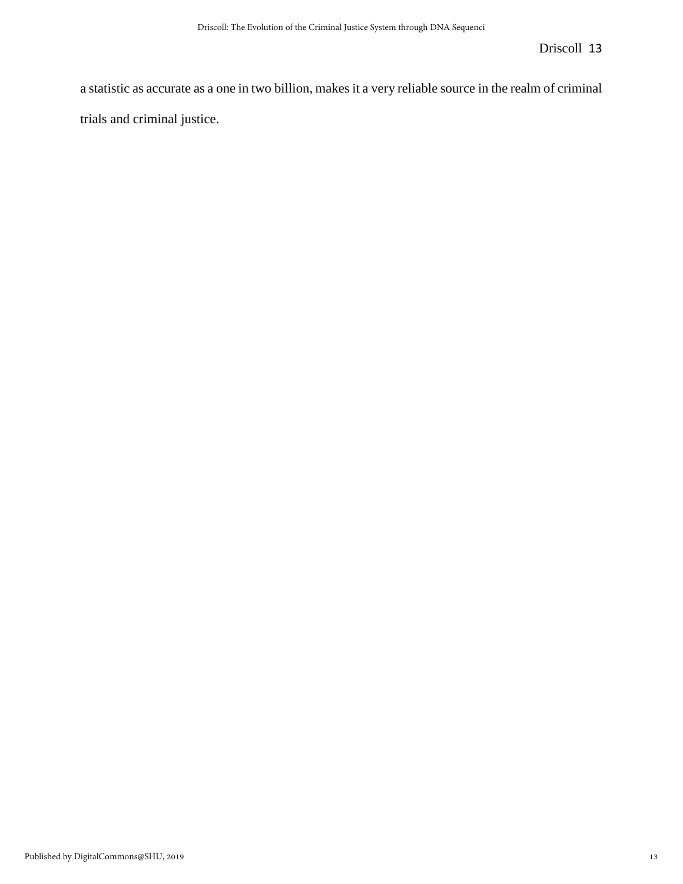a statistic as accurate as a one in two billion, makes it a very reliable source in the realm of criminal trials and criminal justice.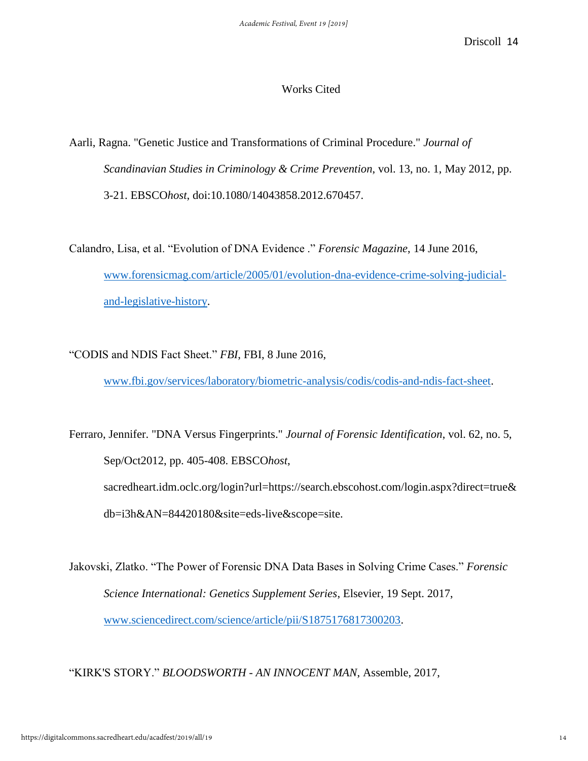# Works Cited

Aarli, Ragna. "Genetic Justice and Transformations of Criminal Procedure." *Journal of Scandinavian Studies in Criminology & Crime Prevention*, vol. 13, no. 1, May 2012, pp. 3-21. EBSCO*host*, doi:10.1080/14043858.2012.670457.

Calandro, Lisa, et al. "Evolution of DNA Evidence ." *Forensic Magazine*, 14 June 2016, www.forensicmag.com/article/2005/01/evolution-dna-evidence-crime-solving-judicial-and-legislative-history.

"CODIS and NDIS Fact Sheet." *FBI*, FBI, 8 June 2016, www.fbi.gov/services/laboratory/biometric-analysis/codis/codis-and-ndis-fact-sheet.

Ferraro, Jennifer. "DNA Versus Fingerprints." *Journal of Forensic Identification*, vol. 62, no. 5, Sep/Oct2012, pp. 405-408. EBSCO*host*, sacredheart.idm.oclc.org/login?url=https://search.ebscohost.com/login.aspx?direct=true&db=i3h&AN=84420180&site=eds-live&scope=site.

Jakovski, Zlatko. "The Power of Forensic DNA Data Bases in Solving Crime Cases." *Forensic Science International: Genetics Supplement Series*, Elsevier, 19 Sept. 2017, www.sciencedirect.com/science/article/pii/S1875176817300203.

"KIRK'S STORY." *BLOODSWORTH - AN INNOCENT MAN*, Assemble, 2017,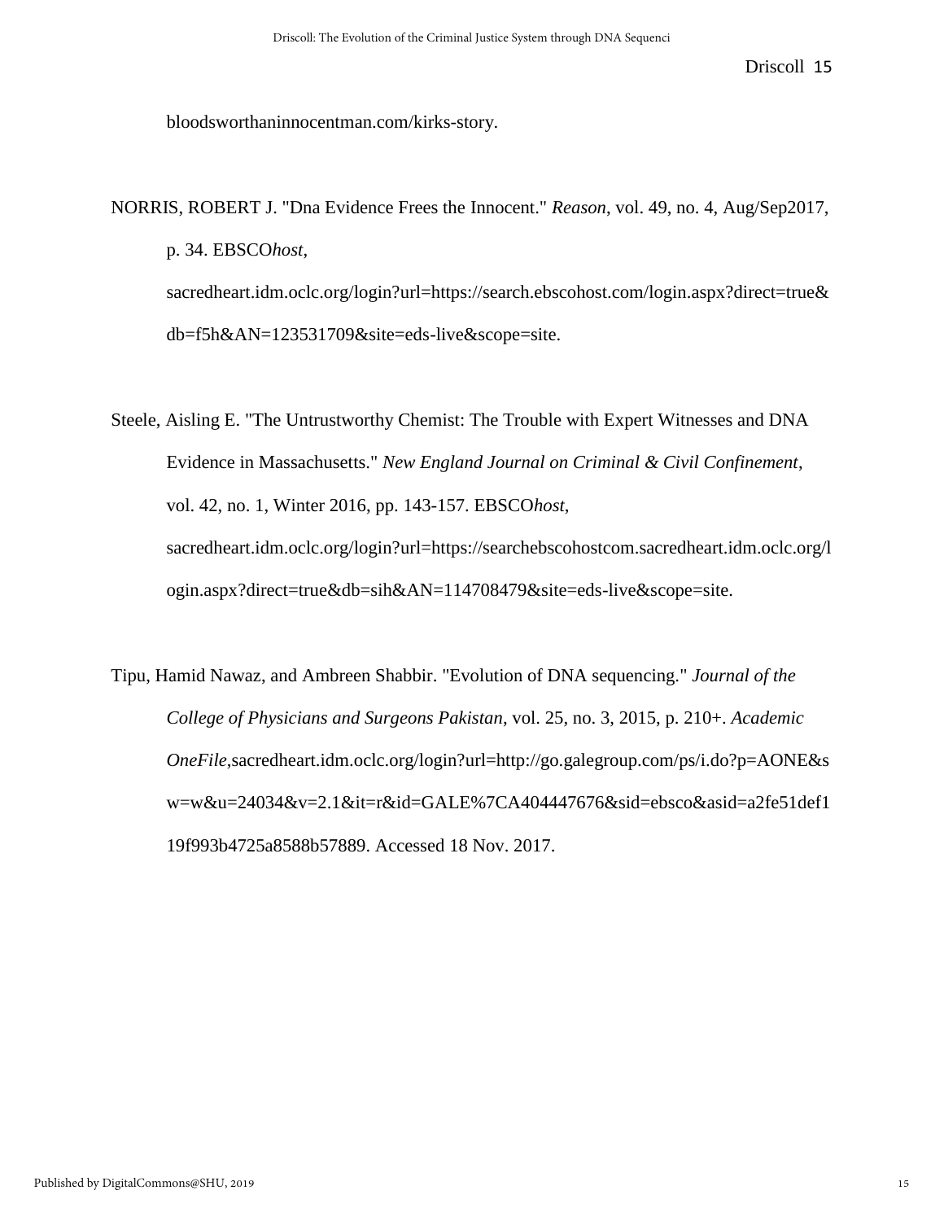bloodsworthaninnocentman.com/kirks-story.

NORRIS, ROBERT J. "Dna Evidence Frees the Innocent." *Reason*, vol. 49, no. 4, Aug/Sep2017, p. 34. EBSCO*host*, sacredheart.idm.oclc.org/login?url=https://search.ebscohost.com/login.aspx?direct=true&db=f5h&AN=123531709&site=eds-live&scope=site.

Steele, Aisling E. "The Untrustworthy Chemist: The Trouble with Expert Witnesses and DNA Evidence in Massachusetts." *New England Journal on Criminal & Civil Confinement*, vol. 42, no. 1, Winter 2016, pp. 143-157. EBSCO*host*, sacredheart.idm.oclc.org/login?url=https://searchebscohostcom.sacredheart.idm.oclc.org/login.aspx?direct=true&db=sih&AN=114708479&site=eds-live&scope=site.

Tipu, Hamid Nawaz, and Ambreen Shabbir. "Evolution of DNA sequencing." *Journal of the College of Physicians and Surgeons Pakistan*, vol. 25, no. 3, 2015, p. 210+. *Academic OneFile*,sacredheart.idm.oclc.org/login?url=http://go.galegroup.com/ps/i.do?p=AONE&sw=w&u=24034&v=2.1&it=r&id=GALE%7CA404447676&sid=ebsco&asid=a2fe51def119f993b4725a8588b57889. Accessed 18 Nov. 2017.